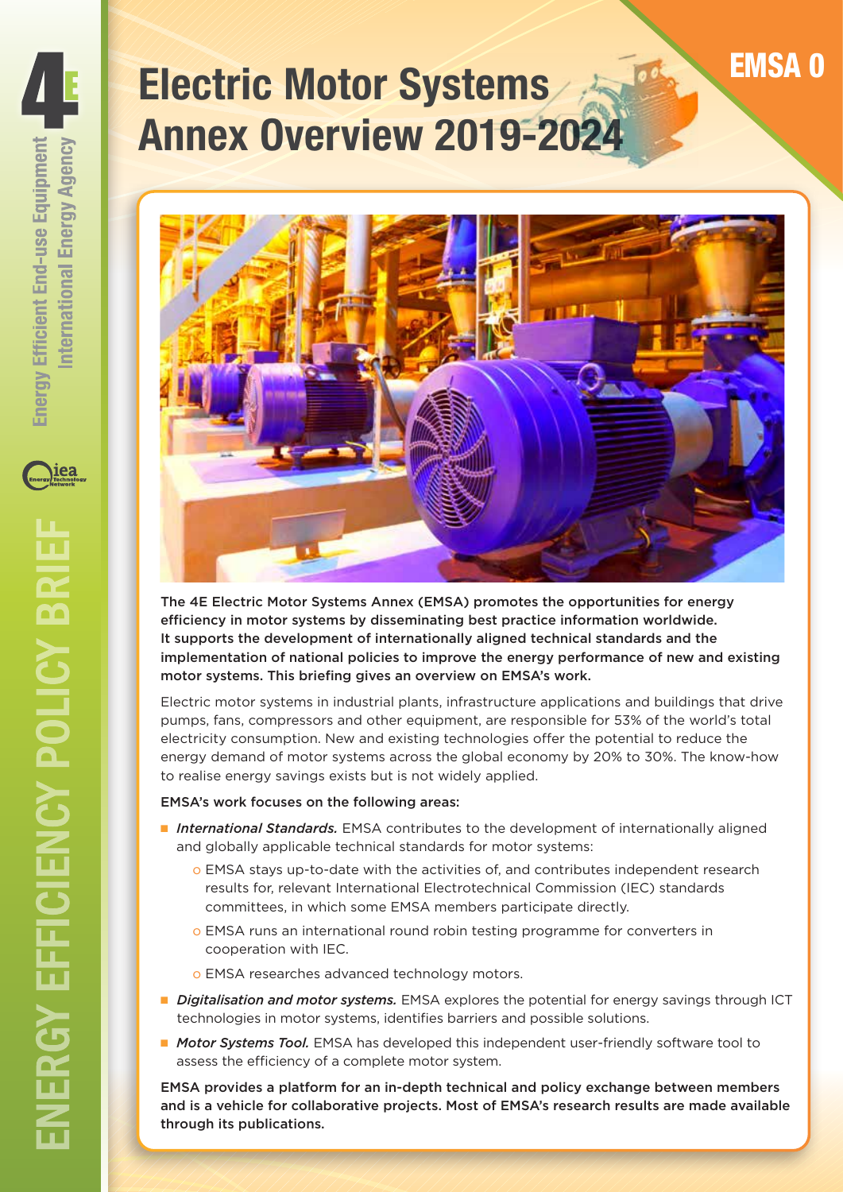EMSA 0

# Electric Motor Systems Annex Overview 2019-2024

**The 4E Electric Motor Systems Annex (EMSA) promotes the opportunities for energy efficiency in motor systems by disseminating best practice information worldwide. It supports the development of internationally aligned technical standards and the implementation of national policies to improve the energy performance of new and existing motor systems. This briefing gives an overview on EMSA's work.**

Electric motor systems in industrial plants, infrastructure applications and buildings that drive pumps, fans, compressors and other equipment, are responsible for 53% of the world's total electricity consumption. New and existing technologies offer the potential to reduce the energy demand of motor systems across the global economy by 20% to 30%. The know-how to realise energy savings exists but is not widely applied.

**EMSA's work focuses on the following areas:**

- ***International Standards.*** EMSA contributes to the development of internationally aligned and globally applicable technical standards for motor systems:
  - EMSA stays up-to-date with the activities of, and contributes independent research results for, relevant International Electrotechnical Commission (IEC) standards committees, in which some EMSA members participate directly.
  - EMSA runs an international round robin testing programme for converters in cooperation with IEC.
  - EMSA researches advanced technology motors.
- ***Digitalisation and motor systems.*** EMSA explores the potential for energy savings through ICT technologies in motor systems, identifies barriers and possible solutions.
- ***Motor Systems Tool.*** EMSA has developed this independent user-friendly software tool to assess the efficiency of a complete motor system.

**EMSA provides a platform for an in-depth technical and policy exchange between members and is a vehicle for collaborative projects. Most of EMSA's research results are made available through its publications.**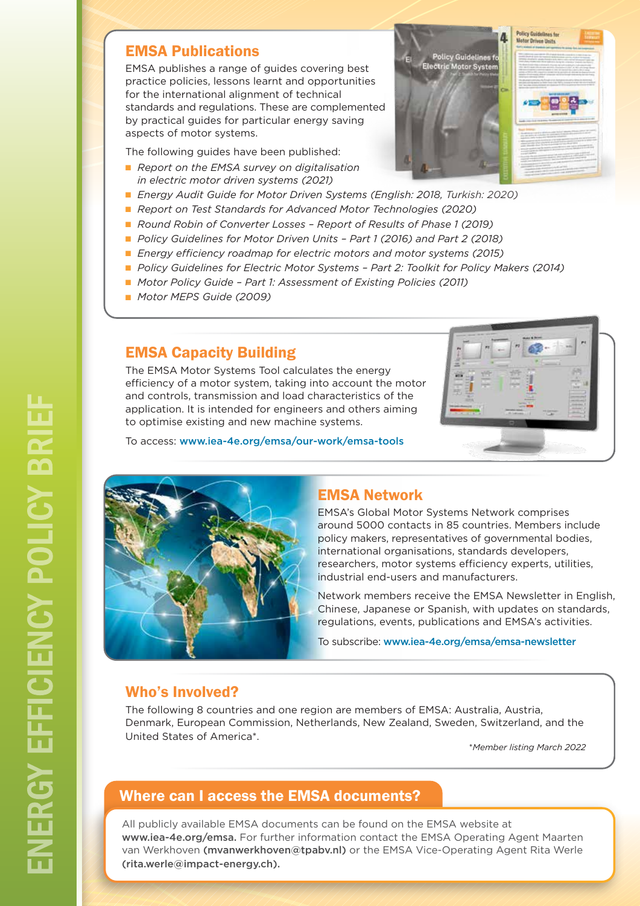## EMSA Publications

EMSA publishes a range of guides covering best practice policies, lessons learnt and opportunities for the international alignment of technical standards and regulations. These are complemented by practical guides for particular energy saving aspects of motor systems.

The following guides have been published:

- *Report on the EMSA survey on digitalisation in electric motor driven systems (2021)*
- *Energy Audit Guide for Motor Driven Systems (English: 2018, Turkish: 2020)*
- *Report on Test Standards for Advanced Motor Technologies (2020)*
- *Round Robin of Converter Losses – Report of Results of Phase 1 (2019)*
- *Policy Guidelines for Motor Driven Units – Part 1 (2016) and Part 2 (2018)*
- *Energy efficiency roadmap for electric motors and motor systems (2015)*
- *Policy Guidelines for Electric Motor Systems – Part 2: Toolkit for Policy Makers (2014)*
- *Motor Policy Guide – Part 1: Assessment of Existing Policies (2011)*
- *Motor MEPS Guide (2009)*

## EMSA Capacity Building

The EMSA Motor Systems Tool calculates the energy efficiency of a motor system, taking into account the motor and controls, transmission and load characteristics of the application. It is intended for engineers and others aiming to optimise existing and new machine systems.

To access: www.iea-4e.org/emsa/our-work/emsa-tools

## EMSA Network

EMSA's Global Motor Systems Network comprises around 5000 contacts in 85 countries. Members include policy makers, representatives of governmental bodies, international organisations, standards developers, researchers, motor systems efficiency experts, utilities, industrial end-users and manufacturers.

Network members receive the EMSA Newsletter in English, Chinese, Japanese or Spanish, with updates on standards, regulations, events, publications and EMSA's activities.

To subscribe: www.iea-4e.org/emsa/emsa-newsletter

## Who's Involved?

The following 8 countries and one region are members of EMSA: Australia, Austria, Denmark, European Commission, Netherlands, New Zealand, Sweden, Switzerland, and the United States of America*.

*\*Member listing March 2022*

## Where can I access the EMSA documents?

All publicly available EMSA documents can be found on the EMSA website at **www.iea-4e.org/emsa.** For further information contact the EMSA Operating Agent Maarten van Werkhoven **(mvanwerkhoven@tpabv.nl)** or the EMSA Vice-Operating Agent Rita Werle **(rita.werle@impact-energy.ch).**